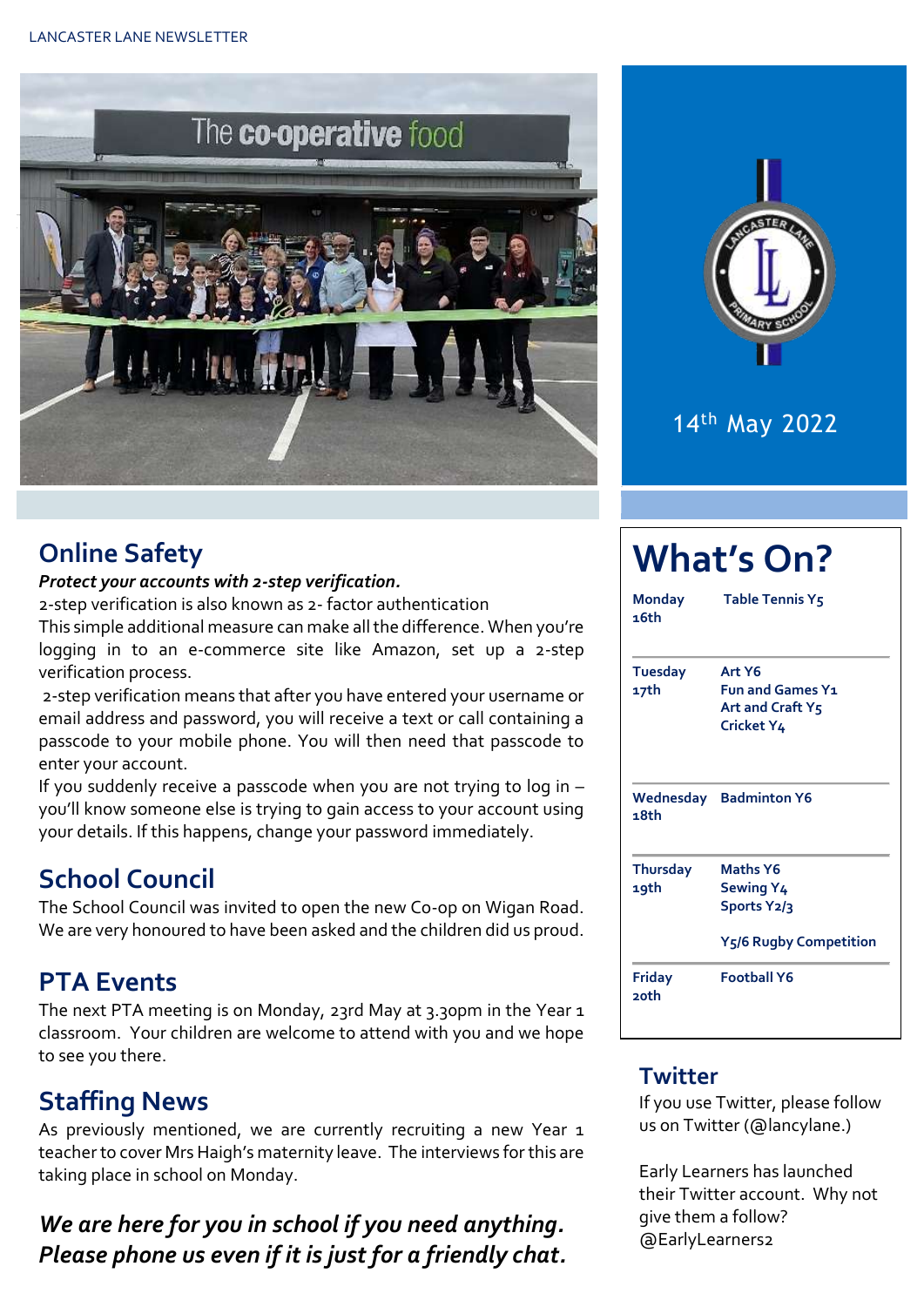LANCASTER LANE NEWSLETTER

14th May 2022

## Online Safety

***Protect your accounts with 2-step verification.***

2-step verification is also known as 2- factor authentication

This simple additional measure can make all the difference. When you're logging in to an e-commerce site like Amazon, set up a 2-step verification process.

2-step verification means that after you have entered your username or email address and password, you will receive a text or call containing a passcode to your mobile phone. You will then need that passcode to enter your account.

If you suddenly receive a passcode when you are not trying to log in – you'll know someone else is trying to gain access to your account using your details. If this happens, change your password immediately.

## School Council

The School Council was invited to open the new Co-op on Wigan Road. We are very honoured to have been asked and the children did us proud.

## PTA Events

The next PTA meeting is on Monday, 23rd May at 3.30pm in the Year 1 classroom. Your children are welcome to attend with you and we hope to see you there.

## Staffing News

As previously mentioned, we are currently recruiting a new Year 1 teacher to cover Mrs Haigh's maternity leave. The interviews for this are taking place in school on Monday.

***We are here for you in school if you need anything. Please phone us even if it is just for a friendly chat.***

# What's On?

| | |
|---|---|
| **Monday 16th** | **Table Tennis Y5** |
| **Tuesday 17th** | **Art Y6**<br>**Fun and Games Y1**<br>**Art and Craft Y5**<br>**Cricket Y4** |
| **Wednesday 18th** | **Badminton Y6** |
| **Thursday 19th** | **Maths Y6**<br>**Sewing Y4**<br>**Sports Y2/3**<br><br>**Y5/6 Rugby Competition** |
| **Friday 20th** | **Football Y6** |

## Twitter

If you use Twitter, please follow us on Twitter (@lancylane.)

Early Learners has launched their Twitter account. Why not give them a follow? @EarlyLearners2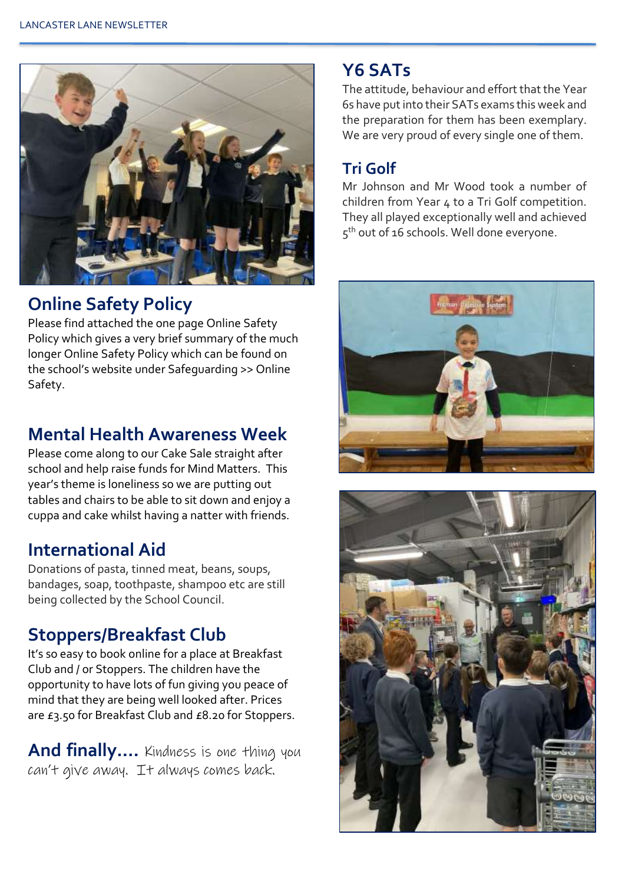## Y6 SATs

The attitude, behaviour and effort that the Year 6s have put into their SATs exams this week and the preparation for them has been exemplary. We are very proud of every single one of them.

## Tri Golf

Mr Johnson and Mr Wood took a number of children from Year 4 to a Tri Golf competition. They all played exceptionally well and achieved 5th out of 16 schools. Well done everyone.

## Online Safety Policy

Please find attached the one page Online Safety Policy which gives a very brief summary of the much longer Online Safety Policy which can be found on the school's website under Safeguarding >> Online Safety.

## Mental Health Awareness Week

Please come along to our Cake Sale straight after school and help raise funds for Mind Matters. This year's theme is loneliness so we are putting out tables and chairs to be able to sit down and enjoy a cuppa and cake whilst having a natter with friends.

## International Aid

Donations of pasta, tinned meat, beans, soups, bandages, soap, toothpaste, shampoo etc are still being collected by the School Council.

## Stoppers/Breakfast Club

It's so easy to book online for a place at Breakfast Club and / or Stoppers. The children have the opportunity to have lots of fun giving you peace of mind that they are being well looked after. Prices are £3.50 for Breakfast Club and £8.20 for Stoppers.

**And finally....** Kindness is one thing you can't give away. It always comes back.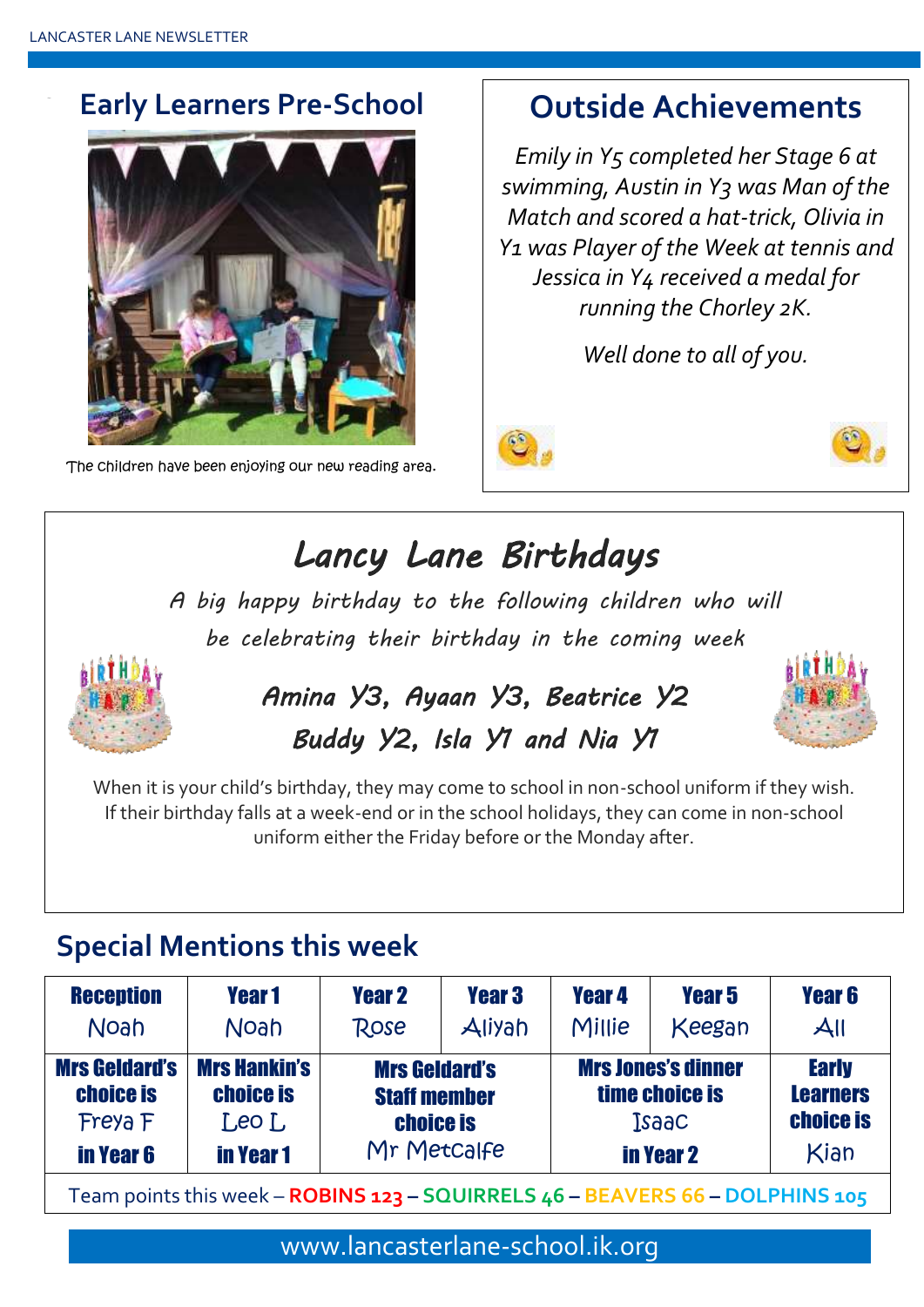## Early Learners Pre-School

The children have been enjoying our new reading area.

## Outside Achievements

*Emily in Y5 completed her Stage 6 at swimming, Austin in Y3 was Man of the Match and scored a hat-trick, Olivia in Y1 was Player of the Week at tennis and Jessica in Y4 received a medal for running the Chorley 2K.*

*Well done to all of you.*

## *Lancy Lane Birthdays*

*A big happy birthday to the following children who will be celebrating their birthday in the coming week*

***Amina Y3, Ayaan Y3, Beatrice Y2***
***Buddy Y2, Isla Y1 and Nia Y1***

When it is your child's birthday, they may come to school in non-school uniform if they wish. If their birthday falls at a week-end or in the school holidays, they can come in non-school uniform either the Friday before or the Monday after.

## Special Mentions this week

| **Reception** Noah | **Year 1** Noah | **Year 2** Rose | **Year 3** Aliyah | **Year 4** Millie | **Year 5** Keegan | **Year 6** All |
|---|---|---|---|---|---|---|
| **Mrs Geldard's choice is** Freya F **in Year 6** | **Mrs Hankin's choice is** Leo L **in Year 1** | **Mrs Geldard's Staff member choice is** Mr Metcalfe | | **Mrs Jones's dinner time choice is** Isaac **in Year 2** | | **Early Learners choice is** Kian |

Team points this week – **ROBINS 123** – **SQUIRRELS 46** – **BEAVERS 66** – **DOLPHINS 105**

www.lancasterlane-school.ik.org